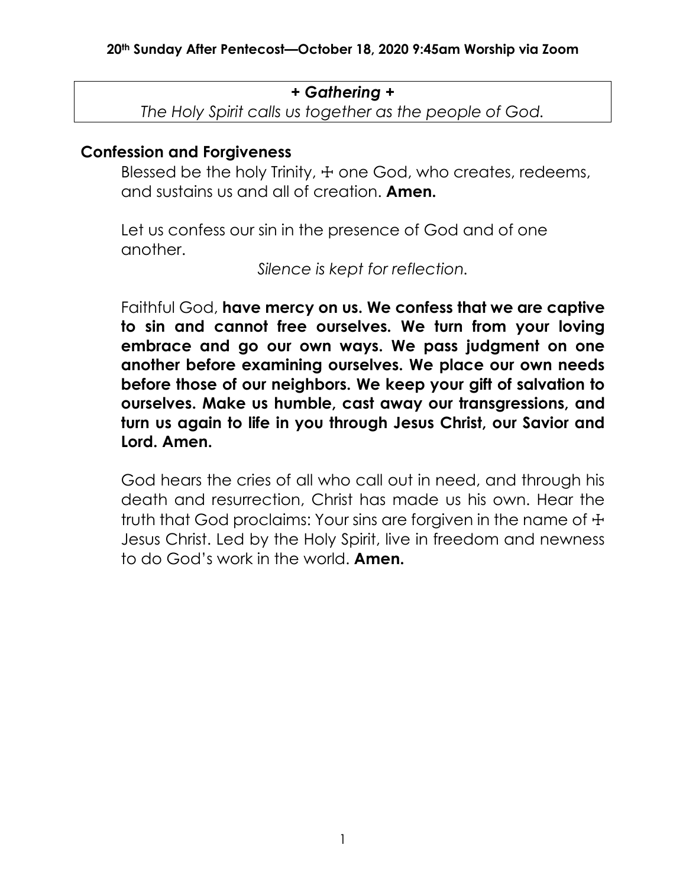**20th Sunday After Pentecost—October 18, 2020 9:45am Worship via Zoom**

## *+ Gathering +*

*The Holy Spirit calls us together as the people of God.*

### Confession and Forgiveness

Blessed be the holy Trinity, ☩ one God, who creates, redeems, and sustains us and all of creation. **Amen.**

Let us confess our sin in the presence of God and of one another.

*Silence is kept for reflection.*

Faithful God, **have mercy on us. We confess that we are captive to sin and cannot free ourselves. We turn from your loving embrace and go our own ways. We pass judgment on one another before examining ourselves. We place our own needs before those of our neighbors. We keep your gift of salvation to ourselves. Make us humble, cast away our transgressions, and turn us again to life in you through Jesus Christ, our Savior and Lord. Amen.**

God hears the cries of all who call out in need, and through his death and resurrection, Christ has made us his own. Hear the truth that God proclaims: Your sins are forgiven in the name of ☩ Jesus Christ. Led by the Holy Spirit, live in freedom and newness to do God's work in the world. **Amen.**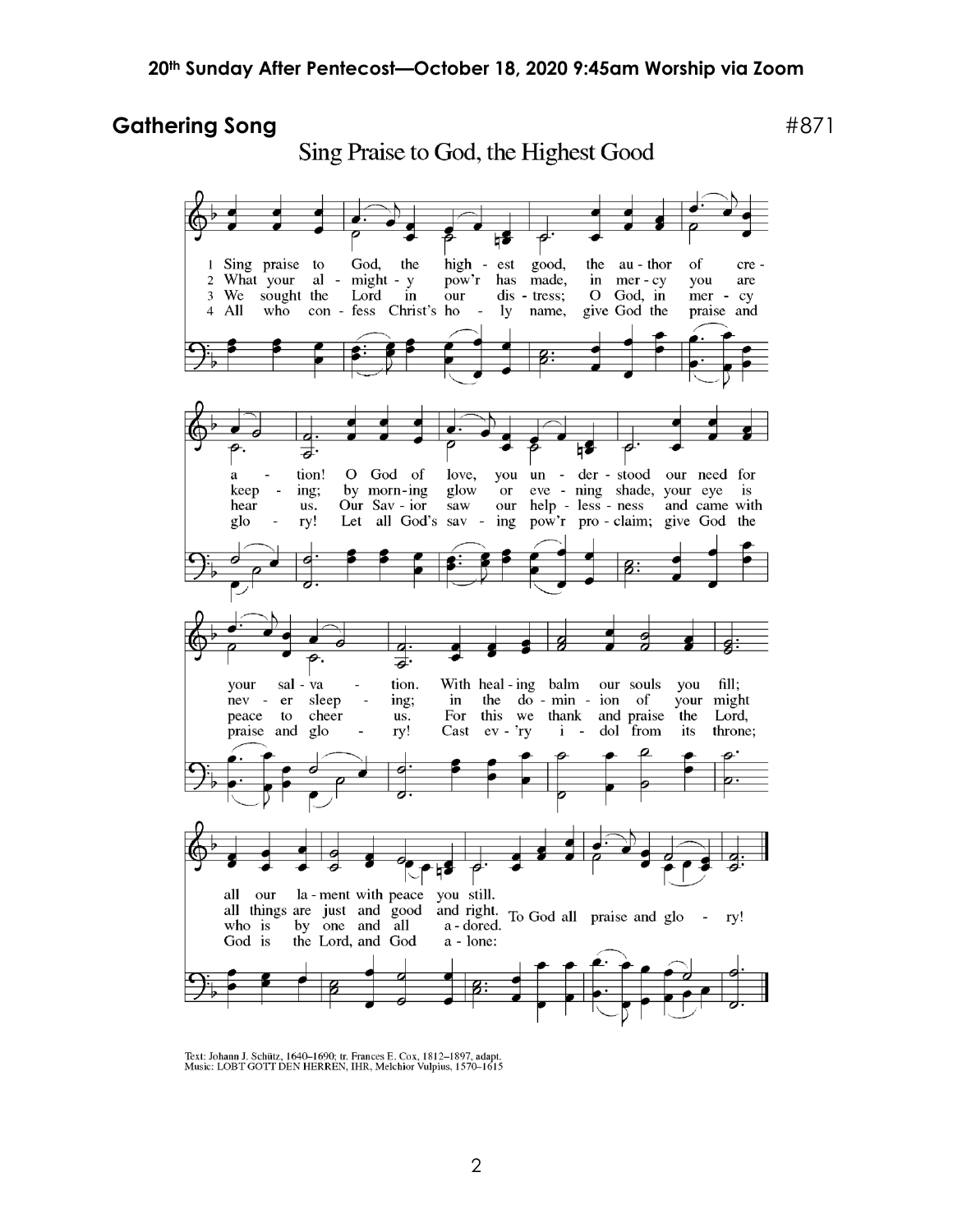## Gathering Song

#871

### Sing Praise to God, the Highest Good

1 Sing praise to God, the highest good, the author of creation! O God of love, you understood our need for your salvation. With healing balm our souls you fill; all our lament with peace you still. To God all praise and glory!

2 What your almighty pow'r has made, in mercy you are keeping; by morning glow or evening shade, your eye is never sleeping; in the dominion of your might all things are just and good and right. To God all praise and glory!

3 We sought the Lord in our distress; O God, in mercy hear us. Our Savior saw our helplessness and came with peace to cheer us. For this we thank and praise the Lord, who is by one and all adored. To God all praise and glory!

4 All who confess Christ's holy name, give God the praise and glory! Let all God's saving pow'r proclaim; give God the praise and glory! Cast ev'ry idol from its throne; God is the Lord, and God alone: To God all praise and glory!

Text: Johann J. Schütz, 1640–1690; tr. Frances E. Cox, 1812–1897, adapt.
Music: LOBT GOTT DEN HERREN, IHR, Melchior Vulpius, 1570–1615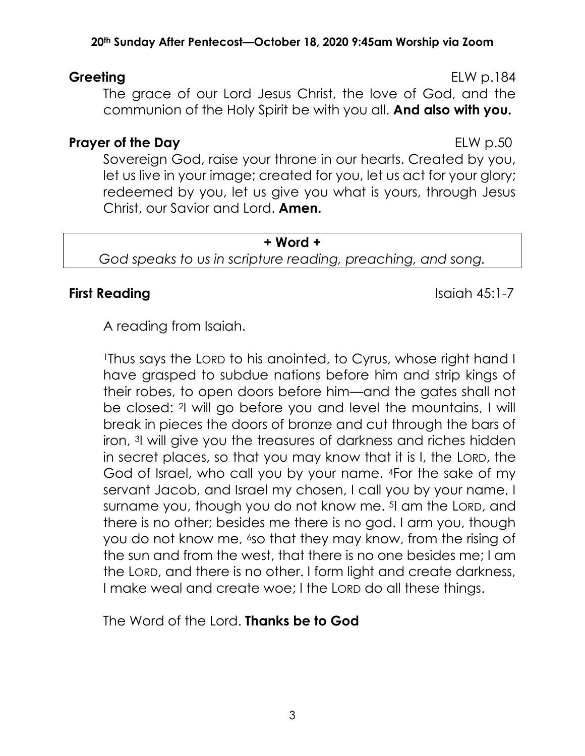**Greeting** ELW p.184

The grace of our Lord Jesus Christ, the love of God, and the communion of the Holy Spirit be with you all. **And also with you.**

**Prayer of the Day** ELW p.50

Sovereign God, raise your throne in our hearts. Created by you, let us live in your image; created for you, let us act for your glory; redeemed by you, let us give you what is yours, through Jesus Christ, our Savior and Lord. **Amen.**

**+ Word +**

*God speaks to us in scripture reading, preaching, and song.*

**First Reading** Isaiah 45:1-7

A reading from Isaiah.

[1]Thus says the LORD to his anointed, to Cyrus, whose right hand I have grasped to subdue nations before him and strip kings of their robes, to open doors before him—and the gates shall not be closed: [2]I will go before you and level the mountains, I will break in pieces the doors of bronze and cut through the bars of iron, [3]I will give you the treasures of darkness and riches hidden in secret places, so that you may know that it is I, the LORD, the God of Israel, who call you by your name. [4]For the sake of my servant Jacob, and Israel my chosen, I call you by your name, I surname you, though you do not know me. [5]I am the LORD, and there is no other; besides me there is no god. I arm you, though you do not know me, [6]so that they may know, from the rising of the sun and from the west, that there is no one besides me; I am the LORD, and there is no other. I form light and create darkness, I make weal and create woe; I the LORD do all these things.

The Word of the Lord. **Thanks be to God**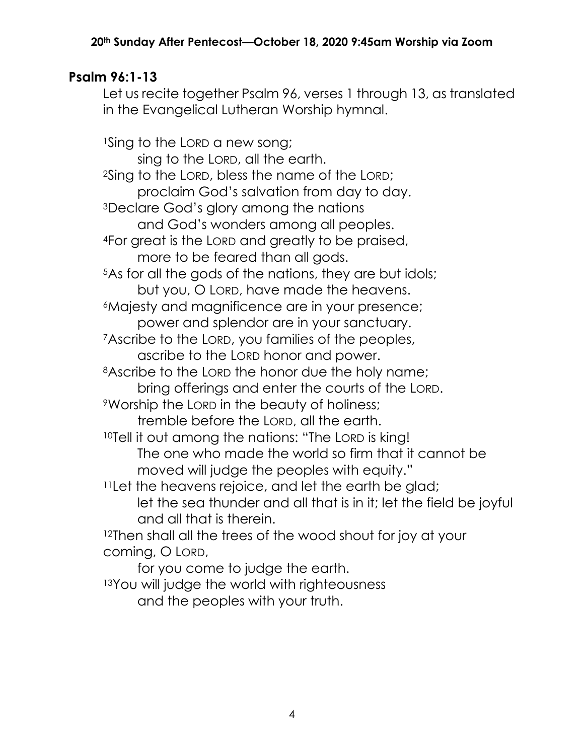## Psalm 96:1-13

Let us recite together Psalm 96, verses 1 through 13, as translated in the Evangelical Lutheran Worship hymnal.

[1]Sing to the LORD a new song;
sing to the LORD, all the earth.
[2]Sing to the LORD, bless the name of the LORD;
proclaim God's salvation from day to day.
[3]Declare God's glory among the nations
and God's wonders among all peoples.
[4]For great is the LORD and greatly to be praised,
more to be feared than all gods.
[5]As for all the gods of the nations, they are but idols;
but you, O LORD, have made the heavens.
[6]Majesty and magnificence are in your presence;
power and splendor are in your sanctuary.
[7]Ascribe to the LORD, you families of the peoples,
ascribe to the LORD honor and power.
[8]Ascribe to the LORD the honor due the holy name;
bring offerings and enter the courts of the LORD.
[9]Worship the LORD in the beauty of holiness;
tremble before the LORD, all the earth.
[10]Tell it out among the nations: "The LORD is king!
The one who made the world so firm that it cannot be moved will judge the peoples with equity."
[11]Let the heavens rejoice, and let the earth be glad;
let the sea thunder and all that is in it; let the field be joyful and all that is therein.
[12]Then shall all the trees of the wood shout for joy at your coming, O LORD,
for you come to judge the earth.
[13]You will judge the world with righteousness
and the peoples with your truth.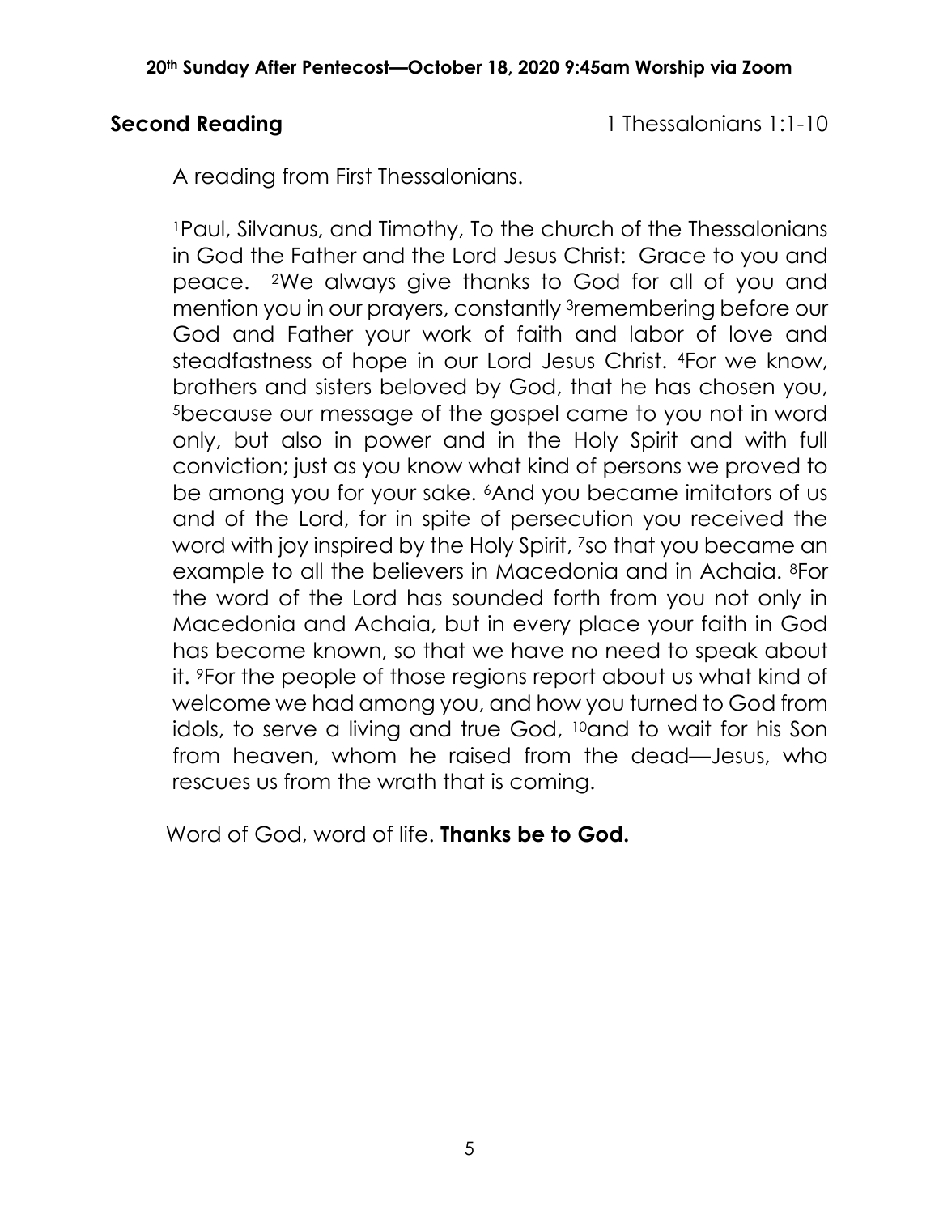**Second Reading** 1 Thessalonians 1:1-10

A reading from First Thessalonians.

[1]Paul, Silvanus, and Timothy, To the church of the Thessalonians in God the Father and the Lord Jesus Christ: Grace to you and peace. [2]We always give thanks to God for all of you and mention you in our prayers, constantly [3]remembering before our God and Father your work of faith and labor of love and steadfastness of hope in our Lord Jesus Christ. [4]For we know, brothers and sisters beloved by God, that he has chosen you, [5]because our message of the gospel came to you not in word only, but also in power and in the Holy Spirit and with full conviction; just as you know what kind of persons we proved to be among you for your sake. [6]And you became imitators of us and of the Lord, for in spite of persecution you received the word with joy inspired by the Holy Spirit, [7]so that you became an example to all the believers in Macedonia and in Achaia. [8]For the word of the Lord has sounded forth from you not only in Macedonia and Achaia, but in every place your faith in God has become known, so that we have no need to speak about it. [9]For the people of those regions report about us what kind of welcome we had among you, and how you turned to God from idols, to serve a living and true God, [10]and to wait for his Son from heaven, whom he raised from the dead—Jesus, who rescues us from the wrath that is coming.

Word of God, word of life. **Thanks be to God.**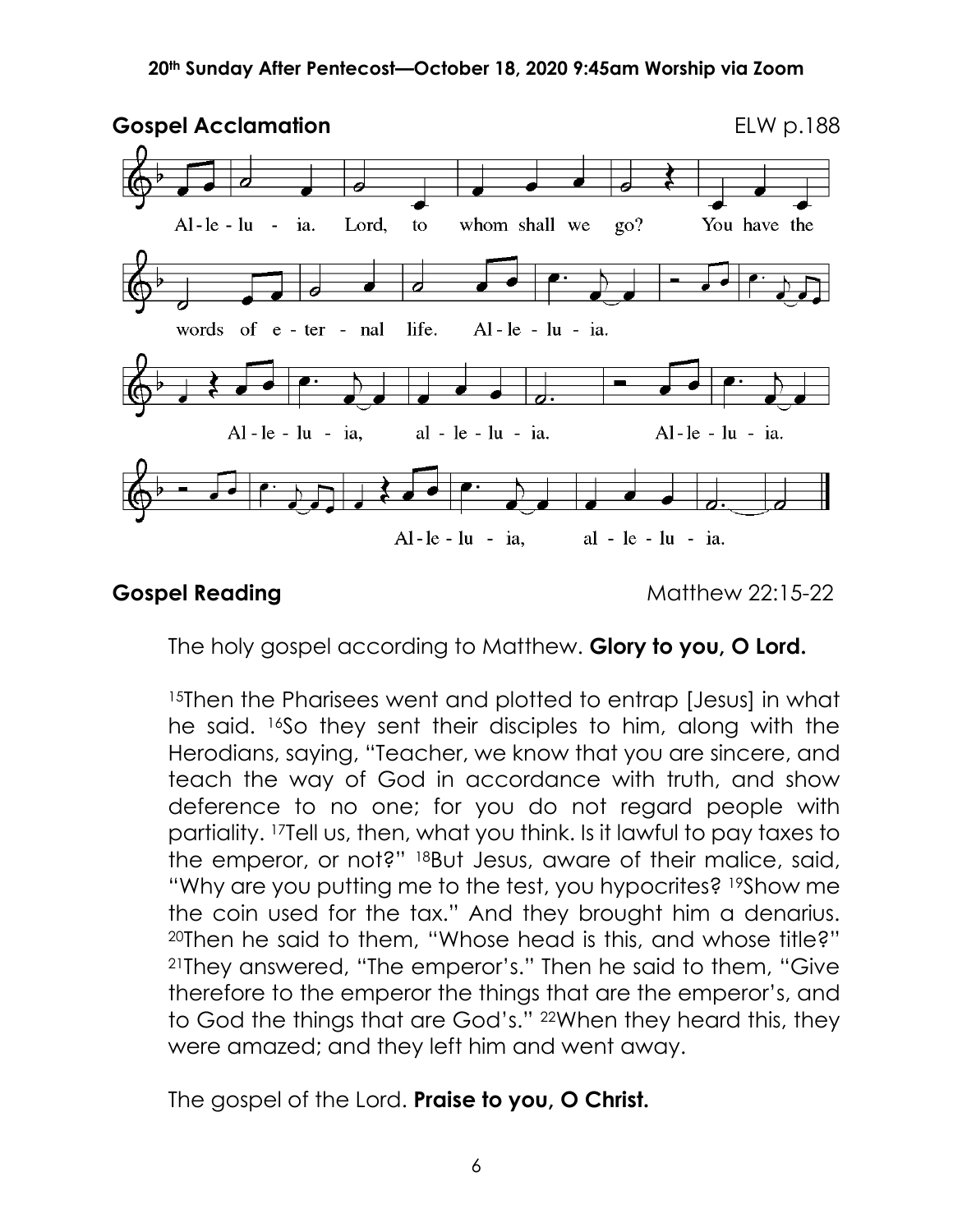## Gospel Acclamation

ELW p.188

Al-le-lu - ia. Lord, to whom shall we go? You have the words of e - ter - nal life. Al-le-lu - ia.

Al-le-lu - ia, al - le - lu - ia. Al-le-lu - ia.

Al-le-lu - ia, al - le - lu - ia.

## Gospel Reading

Matthew 22:15-22

The holy gospel according to Matthew. **Glory to you, O Lord.**

[15]Then the Pharisees went and plotted to entrap [Jesus] in what he said. [16]So they sent their disciples to him, along with the Herodians, saying, "Teacher, we know that you are sincere, and teach the way of God in accordance with truth, and show deference to no one; for you do not regard people with partiality. [17]Tell us, then, what you think. Is it lawful to pay taxes to the emperor, or not?" [18]But Jesus, aware of their malice, said, "Why are you putting me to the test, you hypocrites? [19]Show me the coin used for the tax." And they brought him a denarius. [20]Then he said to them, "Whose head is this, and whose title?" [21]They answered, "The emperor's." Then he said to them, "Give therefore to the emperor the things that are the emperor's, and to God the things that are God's." [22]When they heard this, they were amazed; and they left him and went away.

The gospel of the Lord. **Praise to you, O Christ.**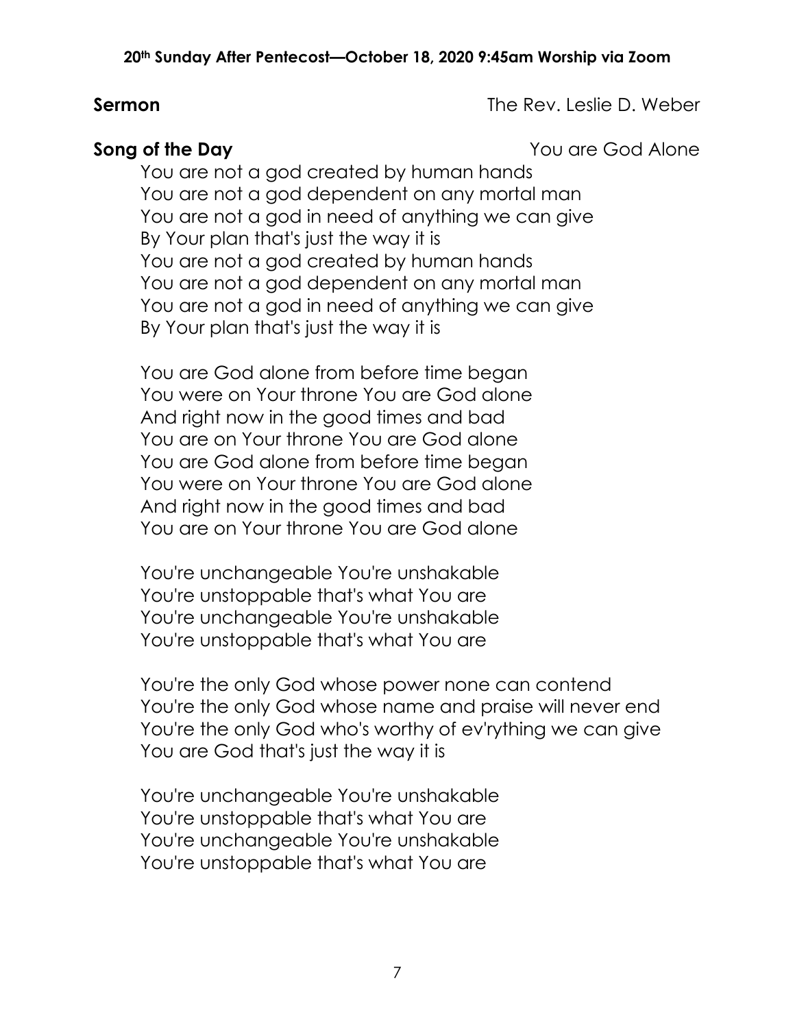**Sermon** The Rev. Leslie D. Weber

**Song of the Day** You are God Alone

You are not a god created by human hands
You are not a god dependent on any mortal man
You are not a god in need of anything we can give
By Your plan that's just the way it is
You are not a god created by human hands
You are not a god dependent on any mortal man
You are not a god in need of anything we can give
By Your plan that's just the way it is

You are God alone from before time began
You were on Your throne You are God alone
And right now in the good times and bad
You are on Your throne You are God alone
You are God alone from before time began
You were on Your throne You are God alone
And right now in the good times and bad
You are on Your throne You are God alone

You're unchangeable You're unshakable
You're unstoppable that's what You are
You're unchangeable You're unshakable
You're unstoppable that's what You are

You're the only God whose power none can contend
You're the only God whose name and praise will never end
You're the only God who's worthy of ev'rything we can give
You are God that's just the way it is

You're unchangeable You're unshakable
You're unstoppable that's what You are
You're unchangeable You're unshakable
You're unstoppable that's what You are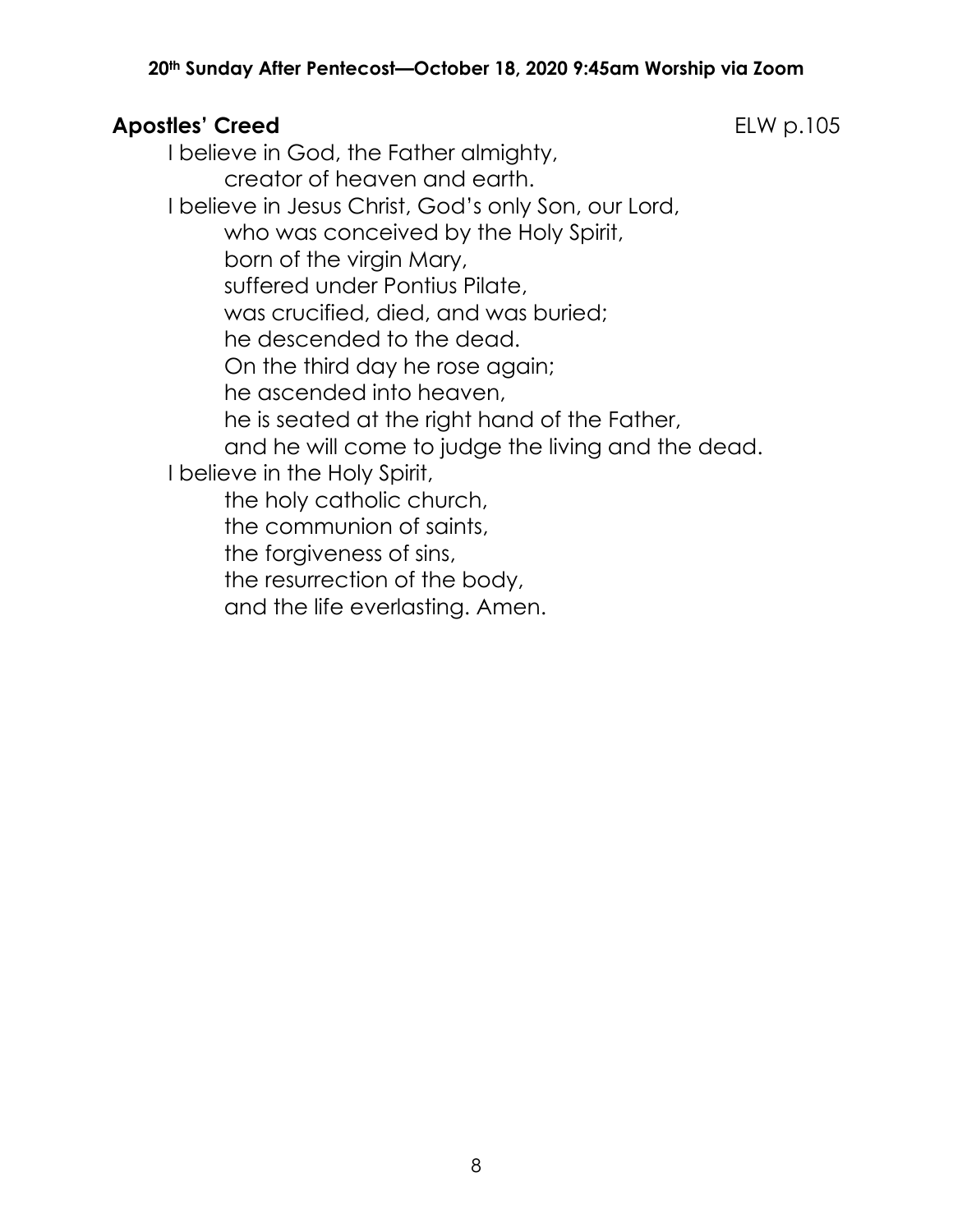**Apostles' Creed** ELW p.105

I believe in God, the Father almighty,
creator of heaven and earth.
I believe in Jesus Christ, God's only Son, our Lord,
who was conceived by the Holy Spirit,
born of the virgin Mary,
suffered under Pontius Pilate,
was crucified, died, and was buried;
he descended to the dead.
On the third day he rose again;
he ascended into heaven,
he is seated at the right hand of the Father,
and he will come to judge the living and the dead.
I believe in the Holy Spirit,
the holy catholic church,
the communion of saints,
the forgiveness of sins,
the resurrection of the body,
and the life everlasting. Amen.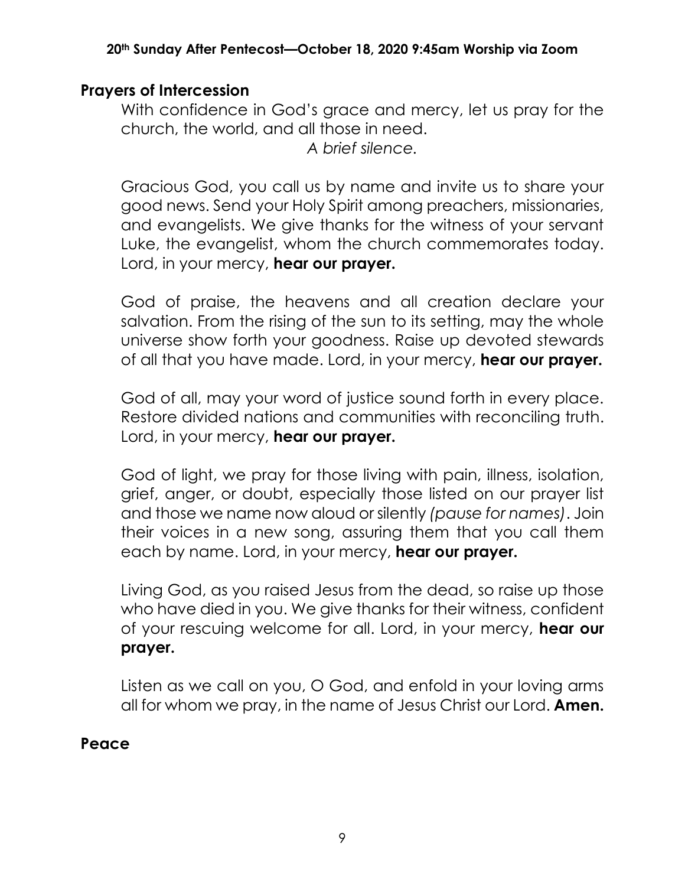## Prayers of Intercession

With confidence in God's grace and mercy, let us pray for the church, the world, and all those in need.

*A brief silence.*

Gracious God, you call us by name and invite us to share your good news. Send your Holy Spirit among preachers, missionaries, and evangelists. We give thanks for the witness of your servant Luke, the evangelist, whom the church commemorates today. Lord, in your mercy, **hear our prayer.**

God of praise, the heavens and all creation declare your salvation. From the rising of the sun to its setting, may the whole universe show forth your goodness. Raise up devoted stewards of all that you have made. Lord, in your mercy, **hear our prayer.**

God of all, may your word of justice sound forth in every place. Restore divided nations and communities with reconciling truth. Lord, in your mercy, **hear our prayer.**

God of light, we pray for those living with pain, illness, isolation, grief, anger, or doubt, especially those listed on our prayer list and those we name now aloud or silently *(pause for names)*. Join their voices in a new song, assuring them that you call them each by name. Lord, in your mercy, **hear our prayer.**

Living God, as you raised Jesus from the dead, so raise up those who have died in you. We give thanks for their witness, confident of your rescuing welcome for all. Lord, in your mercy, **hear our prayer.**

Listen as we call on you, O God, and enfold in your loving arms all for whom we pray, in the name of Jesus Christ our Lord. **Amen.**

## Peace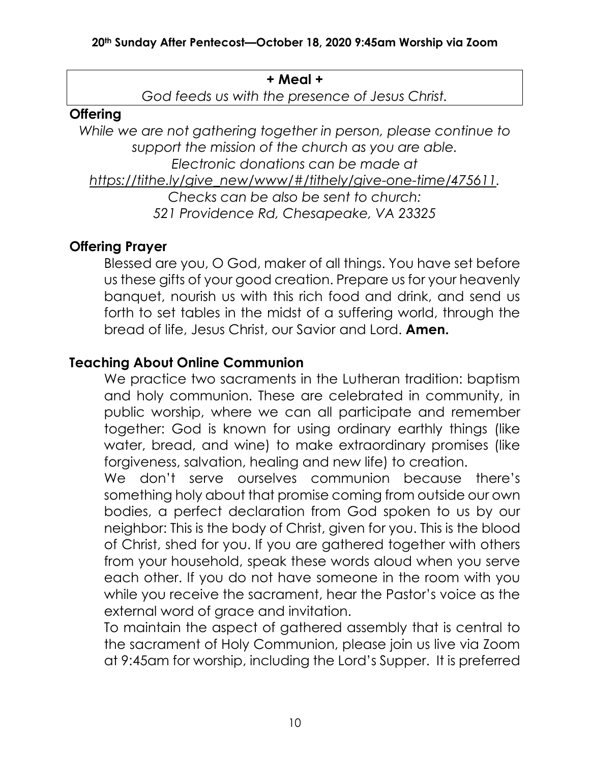**+ Meal +**

*God feeds us with the presence of Jesus Christ.*

## Offering

*While we are not gathering together in person, please continue to support the mission of the church as you are able.*
*Electronic donations can be made at*
*https://tithe.ly/give_new/www/#/tithely/give-one-time/475611.*
*Checks can be also be sent to church:*
*521 Providence Rd, Chesapeake, VA 23325*

## Offering Prayer

Blessed are you, O God, maker of all things. You have set before us these gifts of your good creation. Prepare us for your heavenly banquet, nourish us with this rich food and drink, and send us forth to set tables in the midst of a suffering world, through the bread of life, Jesus Christ, our Savior and Lord. **Amen.**

## Teaching About Online Communion

We practice two sacraments in the Lutheran tradition: baptism and holy communion. These are celebrated in community, in public worship, where we can all participate and remember together: God is known for using ordinary earthly things (like water, bread, and wine) to make extraordinary promises (like forgiveness, salvation, healing and new life) to creation.

We don't serve ourselves communion because there's something holy about that promise coming from outside our own bodies, a perfect declaration from God spoken to us by our neighbor: This is the body of Christ, given for you. This is the blood of Christ, shed for you. If you are gathered together with others from your household, speak these words aloud when you serve each other. If you do not have someone in the room with you while you receive the sacrament, hear the Pastor's voice as the external word of grace and invitation.

To maintain the aspect of gathered assembly that is central to the sacrament of Holy Communion, please join us live via Zoom at 9:45am for worship, including the Lord's Supper. It is preferred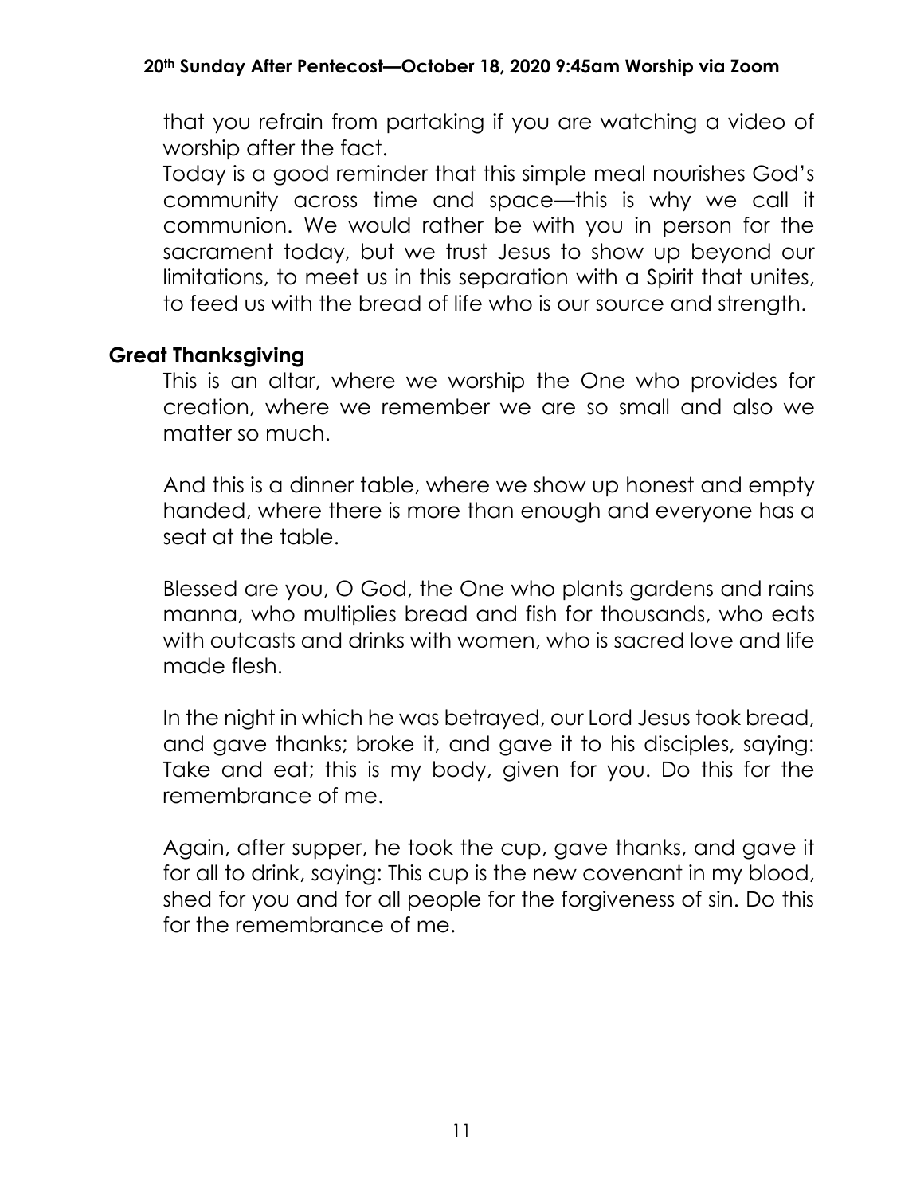that you refrain from partaking if you are watching a video of worship after the fact.

Today is a good reminder that this simple meal nourishes God's community across time and space—this is why we call it communion. We would rather be with you in person for the sacrament today, but we trust Jesus to show up beyond our limitations, to meet us in this separation with a Spirit that unites, to feed us with the bread of life who is our source and strength.

## Great Thanksgiving

This is an altar, where we worship the One who provides for creation, where we remember we are so small and also we matter so much.

And this is a dinner table, where we show up honest and empty handed, where there is more than enough and everyone has a seat at the table.

Blessed are you, O God, the One who plants gardens and rains manna, who multiplies bread and fish for thousands, who eats with outcasts and drinks with women, who is sacred love and life made flesh.

In the night in which he was betrayed, our Lord Jesus took bread, and gave thanks; broke it, and gave it to his disciples, saying: Take and eat; this is my body, given for you. Do this for the remembrance of me.

Again, after supper, he took the cup, gave thanks, and gave it for all to drink, saying: This cup is the new covenant in my blood, shed for you and for all people for the forgiveness of sin. Do this for the remembrance of me.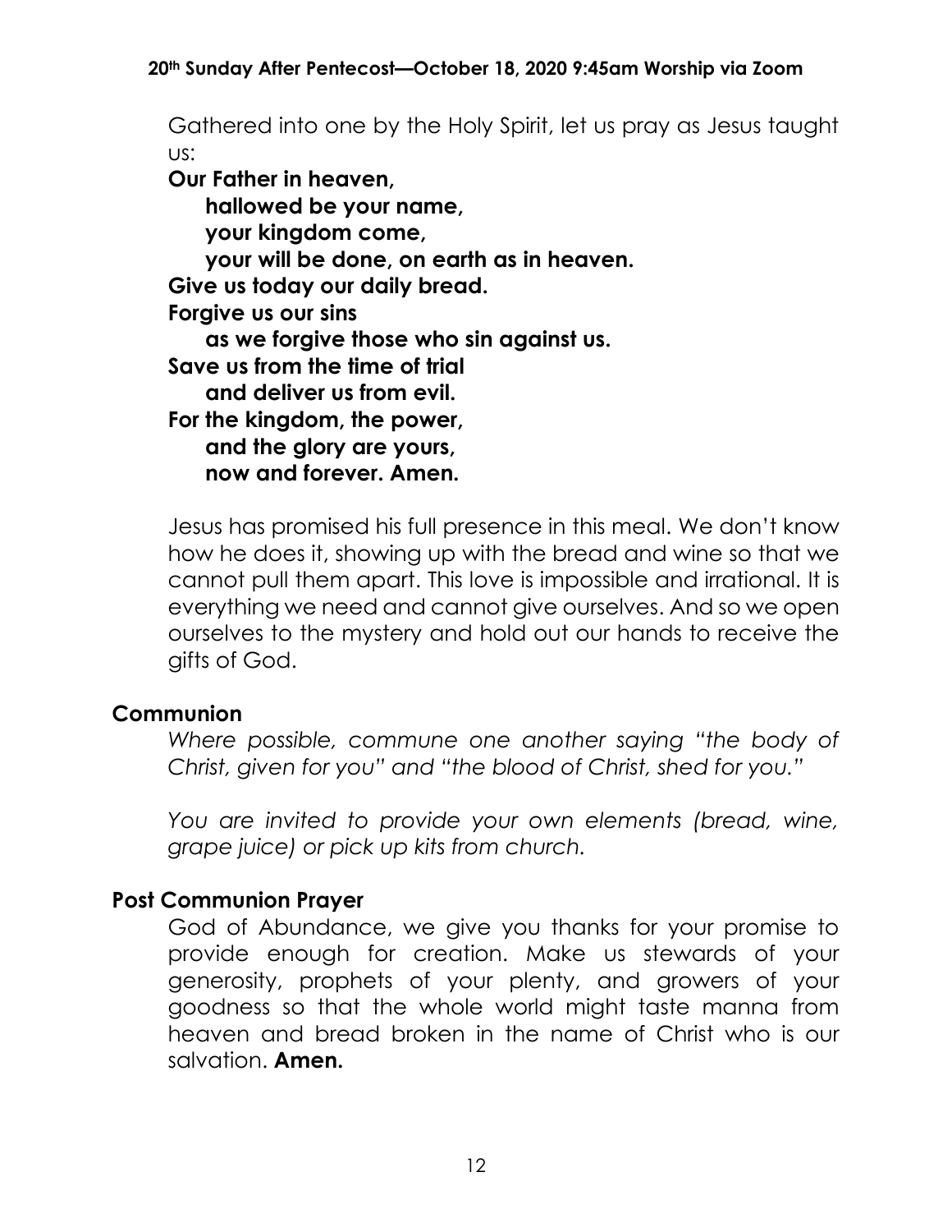Gathered into one by the Holy Spirit, let us pray as Jesus taught us:

**Our Father in heaven,**
**hallowed be your name,**
**your kingdom come,**
**your will be done, on earth as in heaven.**
**Give us today our daily bread.**
**Forgive us our sins**
**as we forgive those who sin against us.**
**Save us from the time of trial**
**and deliver us from evil.**
**For the kingdom, the power,**
**and the glory are yours,**
**now and forever. Amen.**

Jesus has promised his full presence in this meal. We don't know how he does it, showing up with the bread and wine so that we cannot pull them apart. This love is impossible and irrational. It is everything we need and cannot give ourselves. And so we open ourselves to the mystery and hold out our hands to receive the gifts of God.

## Communion

*Where possible, commune one another saying "the body of Christ, given for you" and "the blood of Christ, shed for you."*

*You are invited to provide your own elements (bread, wine, grape juice) or pick up kits from church.*

## Post Communion Prayer

God of Abundance, we give you thanks for your promise to provide enough for creation. Make us stewards of your generosity, prophets of your plenty, and growers of your goodness so that the whole world might taste manna from heaven and bread broken in the name of Christ who is our salvation. **Amen.**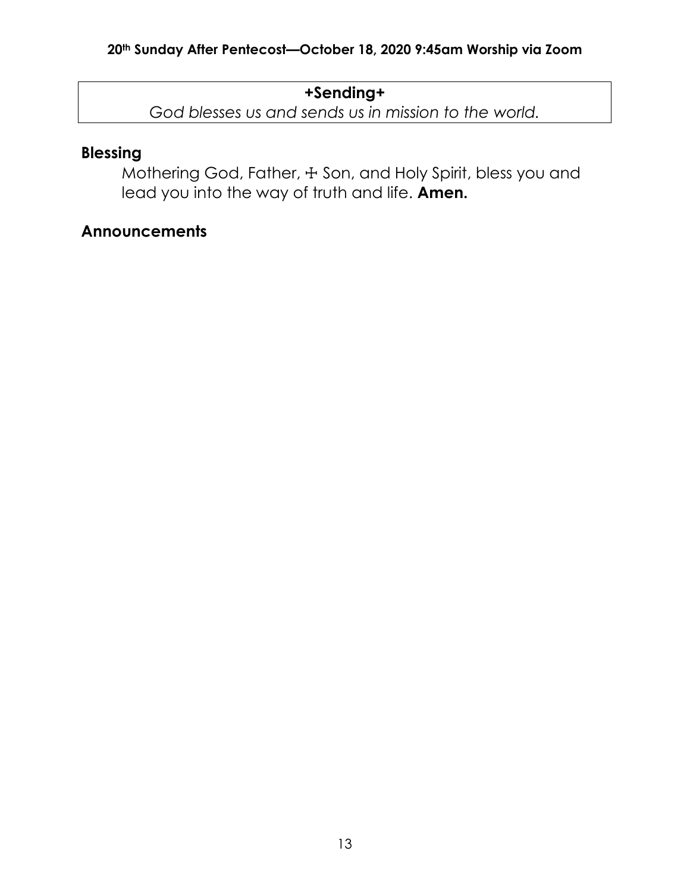**+Sending+**

*God blesses us and sends us in mission to the world.*

## Blessing

Mothering God, Father, ☩ Son, and Holy Spirit, bless you and lead you into the way of truth and life. **Amen.**

## Announcements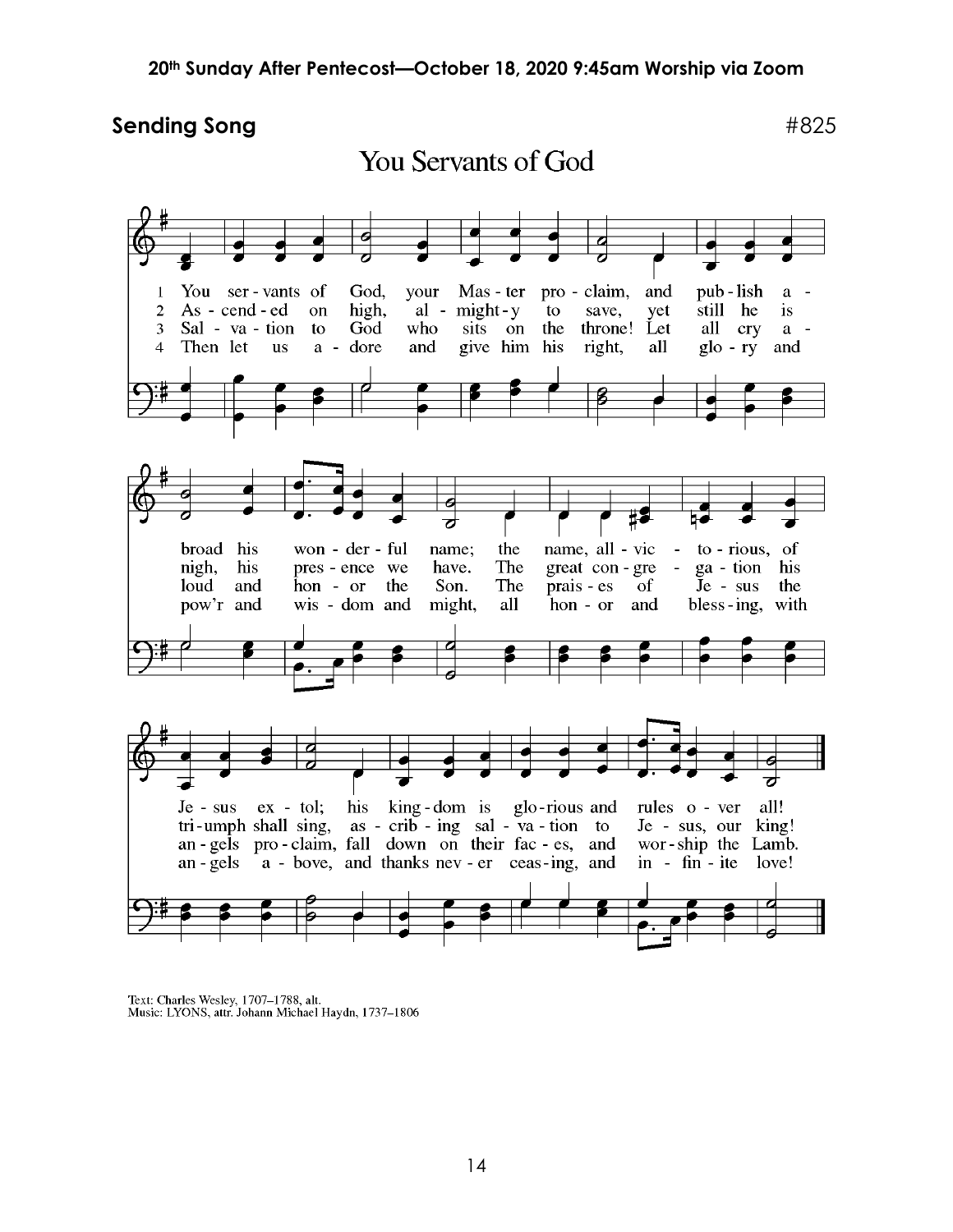**Sending Song** #825

## You Servants of God

1 You servants of God, your Master proclaim, and publish abroad his wonderful name; the name, all-victorious, of Jesus extol; his kingdom is glorious and rules over all!

2 Ascended on high, almighty to save, yet still he is nigh, his presence we have. The great congregation his triumph shall sing, ascribing salvation to Jesus, our king!

3 Salvation to God who sits on the throne! Let all cry aloud and honor the Son. The praises of Jesus the angels proclaim, fall down on their faces, and worship the Lamb.

4 Then let us adore and give him his right, all glory and pow'r and wisdom and might, all honor and blessing, with angels above, and thanks never ceasing, and infinite love!

Text: Charles Wesley, 1707–1788, alt.
Music: LYONS, attr. Johann Michael Haydn, 1737–1806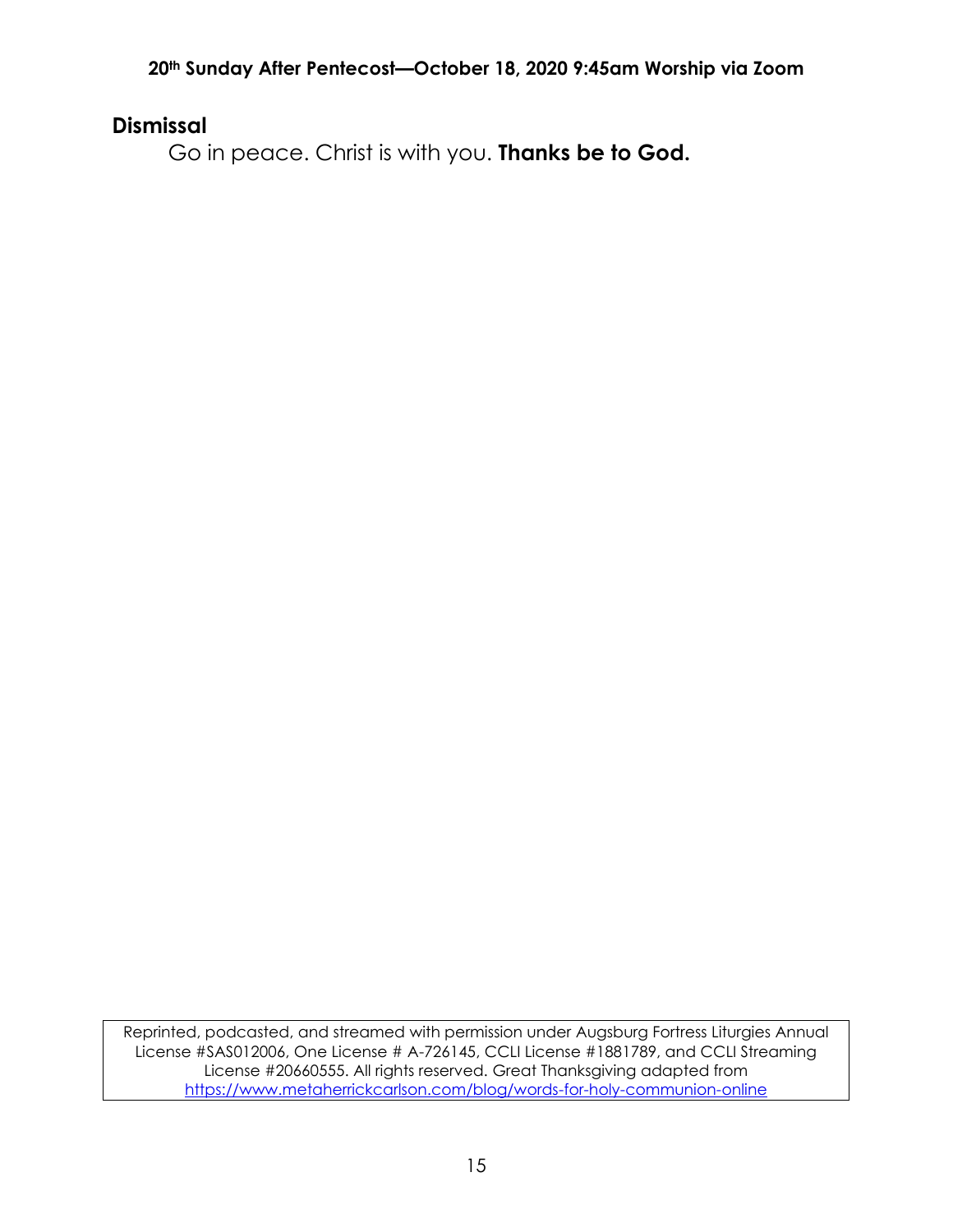## Dismissal

Go in peace. Christ is with you. **Thanks be to God.**

Reprinted, podcasted, and streamed with permission under Augsburg Fortress Liturgies Annual License #SAS012006, One License # A-726145, CCLI License #1881789, and CCLI Streaming License #20660555. All rights reserved. Great Thanksgiving adapted from https://www.metaherrickcarlson.com/blog/words-for-holy-communion-online